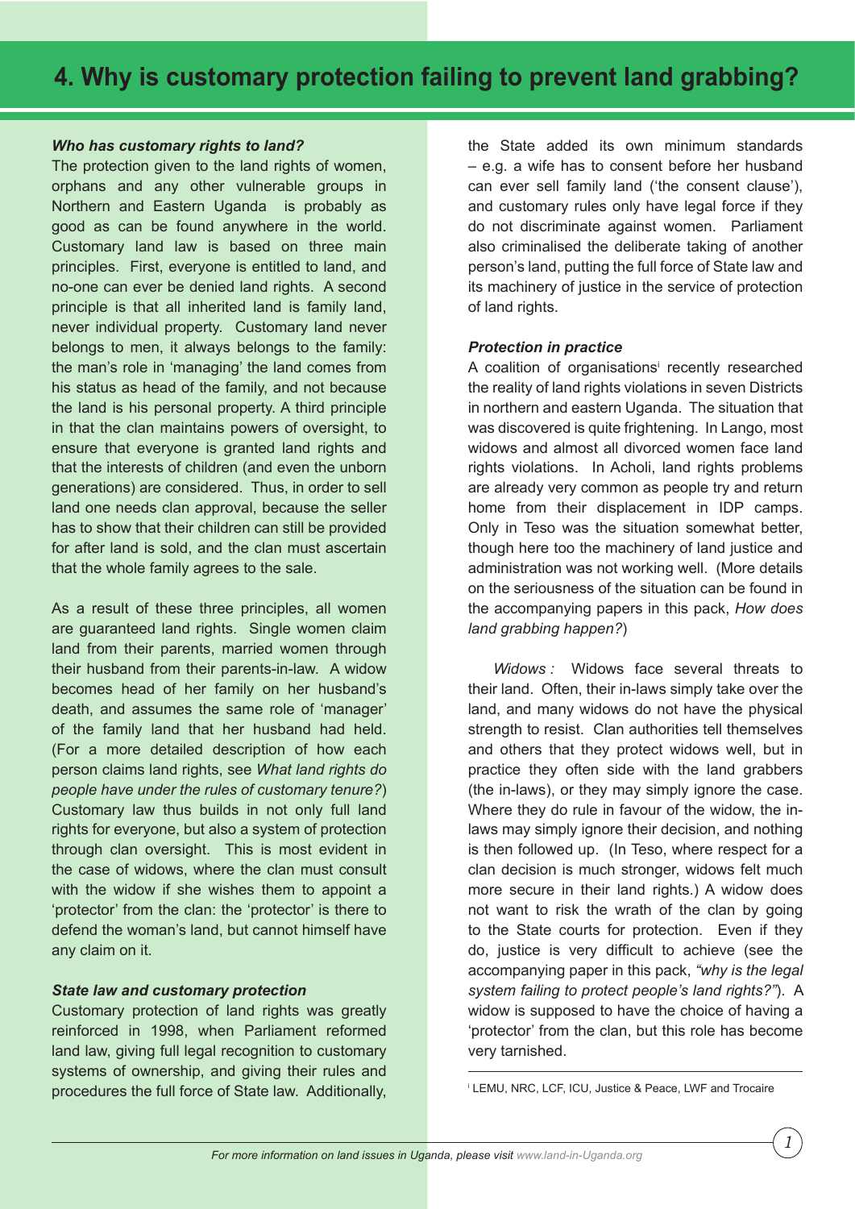# 4. Why is customary protection failing to prevent land grabbing?

### *Who has customary rights to land?*

The protection given to the land rights of women, orphans and any other vulnerable groups in Northern and Eastern Uganda is probably as good as can be found anywhere in the world. Customary land law is based on three main principles. First, everyone is entitled to land, and no-one can ever be denied land rights. A second principle is that all inherited land is family land, never individual property. Customary land never belongs to men, it always belongs to the family: the man's role in 'managing' the land comes from his status as head of the family, and not because the land is his personal property. A third principle in that the clan maintains powers of oversight, to ensure that everyone is granted land rights and that the interests of children (and even the unborn generations) are considered. Thus, in order to sell land one needs clan approval, because the seller has to show that their children can still be provided for after land is sold, and the clan must ascertain that the whole family agrees to the sale.

As a result of these three principles, all women are guaranteed land rights. Single women claim land from their parents, married women through their husband from their parents-in-law. A widow becomes head of her family on her husband's death, and assumes the same role of 'manager' of the family land that her husband had held. (For a more detailed description of how each person claims land rights, see *What land rights do people have under the rules of customary tenure?*) Customary law thus builds in not only full land rights for everyone, but also a system of protection through clan oversight. This is most evident in the case of widows, where the clan must consult with the widow if she wishes them to appoint a 'protector' from the clan: the 'protector' is there to defend the woman's land, but cannot himself have any claim on it.

### *State law and customary protection*

Customary protection of land rights was greatly reinforced in 1998, when Parliament reformed land law, giving full legal recognition to customary systems of ownership, and giving their rules and procedures the full force of State law. Additionally, the State added its own minimum standards – e.g. a wife has to consent before her husband can ever sell family land ('the consent clause'), and customary rules only have legal force if they do not discriminate against women. Parliament also criminalised the deliberate taking of another person's land, putting the full force of State law and its machinery of justice in the service of protection of land rights.

### *Protection in practice*

A coalition of organisations[i] recently researched the reality of land rights violations in seven Districts in northern and eastern Uganda. The situation that was discovered is quite frightening. In Lango, most widows and almost all divorced women face land rights violations. In Acholi, land rights problems are already very common as people try and return home from their displacement in IDP camps. Only in Teso was the situation somewhat better, though here too the machinery of land justice and administration was not working well. (More details on the seriousness of the situation can be found in the accompanying papers in this pack, *How does land grabbing happen?*)

*Widows :* Widows face several threats to their land. Often, their in-laws simply take over the land, and many widows do not have the physical strength to resist. Clan authorities tell themselves and others that they protect widows well, but in practice they often side with the land grabbers (the in-laws), or they may simply ignore the case. Where they do rule in favour of the widow, the in-laws may simply ignore their decision, and nothing is then followed up. (In Teso, where respect for a clan decision is much stronger, widows felt much more secure in their land rights.) A widow does not want to risk the wrath of the clan by going to the State courts for protection. Even if they do, justice is very difficult to achieve (see the accompanying paper in this pack, *"why is the legal system failing to protect people's land rights?"*). A widow is supposed to have the choice of having a 'protector' from the clan, but this role has become very tarnished.

---

[i] LEMU, NRC, LCF, ICU, Justice & Peace, LWF and Trocaire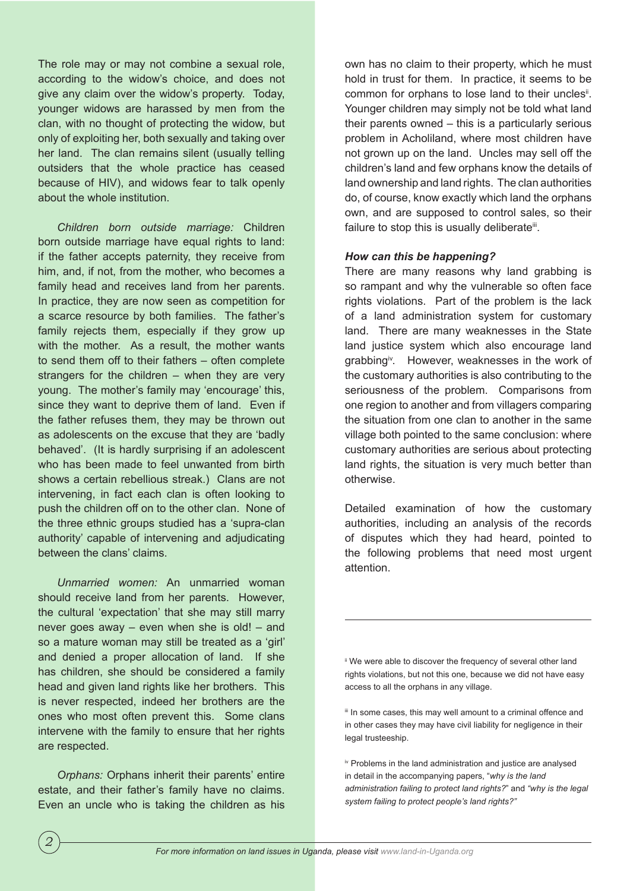The role may or may not combine a sexual role, according to the widow's choice, and does not give any claim over the widow's property. Today, younger widows are harassed by men from the clan, with no thought of protecting the widow, but only of exploiting her, both sexually and taking over her land. The clan remains silent (usually telling outsiders that the whole practice has ceased because of HIV), and widows fear to talk openly about the whole institution.

*Children born outside marriage:* Children born outside marriage have equal rights to land: if the father accepts paternity, they receive from him, and, if not, from the mother, who becomes a family head and receives land from her parents. In practice, they are now seen as competition for a scarce resource by both families. The father's family rejects them, especially if they grow up with the mother. As a result, the mother wants to send them off to their fathers – often complete strangers for the children – when they are very young. The mother's family may 'encourage' this, since they want to deprive them of land. Even if the father refuses them, they may be thrown out as adolescents on the excuse that they are 'badly behaved'. (It is hardly surprising if an adolescent who has been made to feel unwanted from birth shows a certain rebellious streak.) Clans are not intervening, in fact each clan is often looking to push the children off on to the other clan. None of the three ethnic groups studied has a 'supra-clan authority' capable of intervening and adjudicating between the clans' claims.

*Unmarried women:* An unmarried woman should receive land from her parents. However, the cultural 'expectation' that she may still marry never goes away – even when she is old! – and so a mature woman may still be treated as a 'girl' and denied a proper allocation of land. If she has children, she should be considered a family head and given land rights like her brothers. This is never respected, indeed her brothers are the ones who most often prevent this. Some clans intervene with the family to ensure that her rights are respected.

*Orphans:* Orphans inherit their parents' entire estate, and their father's family have no claims. Even an uncle who is taking the children as his own has no claim to their property, which he must hold in trust for them. In practice, it seems to be common for orphans to lose land to their uncles[ii]. Younger children may simply not be told what land their parents owned – this is a particularly serious problem in Acholiland, where most children have not grown up on the land. Uncles may sell off the children's land and few orphans know the details of land ownership and land rights. The clan authorities do, of course, know exactly which land the orphans own, and are supposed to control sales, so their failure to stop this is usually deliberate[iii].

***How can this be happening?***

There are many reasons why land grabbing is so rampant and why the vulnerable so often face rights violations. Part of the problem is the lack of a land administration system for customary land. There are many weaknesses in the State land justice system which also encourage land grabbing[iv]. However, weaknesses in the work of the customary authorities is also contributing to the seriousness of the problem. Comparisons from one region to another and from villagers comparing the situation from one clan to another in the same village both pointed to the same conclusion: where customary authorities are serious about protecting land rights, the situation is very much better than otherwise.

Detailed examination of how the customary authorities, including an analysis of the records of disputes which they had heard, pointed to the following problems that need most urgent attention.

---

[ii] We were able to discover the frequency of several other land rights violations, but not this one, because we did not have easy access to all the orphans in any village.

[iii] In some cases, this may well amount to a criminal offence and in other cases they may have civil liability for negligence in their legal trusteeship.

[iv] Problems in the land administration and justice are analysed in detail in the accompanying papers, "*why is the land administration failing to protect land rights?*" and *"why is the legal system failing to protect people's land rights?"*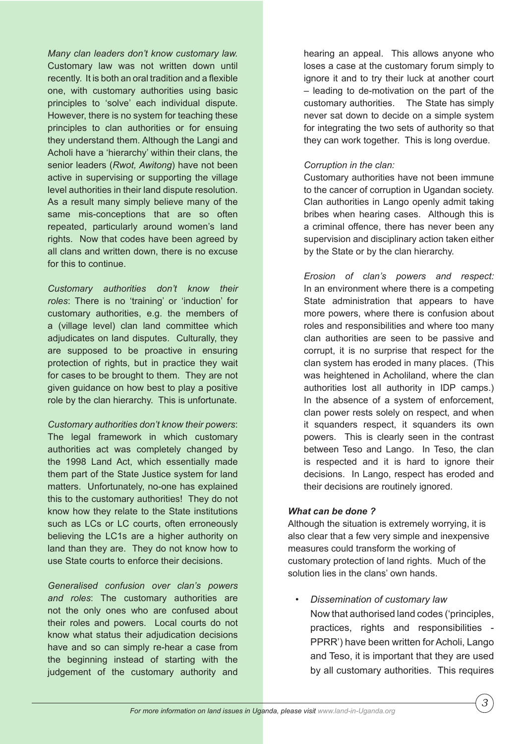*Many clan leaders don't know customary law.* Customary law was not written down until recently. It is both an oral tradition and a flexible one, with customary authorities using basic principles to 'solve' each individual dispute. However, there is no system for teaching these principles to clan authorities or for ensuing they understand them. Although the Langi and Acholi have a 'hierarchy' within their clans, the senior leaders (*Rwot, Awitong*) have not been active in supervising or supporting the village level authorities in their land dispute resolution. As a result many simply believe many of the same mis-conceptions that are so often repeated, particularly around women's land rights. Now that codes have been agreed by all clans and written down, there is no excuse for this to continue.

*Customary authorities don't know their roles*: There is no 'training' or 'induction' for customary authorities, e.g. the members of a (village level) clan land committee which adjudicates on land disputes. Culturally, they are supposed to be proactive in ensuring protection of rights, but in practice they wait for cases to be brought to them. They are not given guidance on how best to play a positive role by the clan hierarchy. This is unfortunate.

*Customary authorities don't know their powers*: The legal framework in which customary authorities act was completely changed by the 1998 Land Act, which essentially made them part of the State Justice system for land matters. Unfortunately, no-one has explained this to the customary authorities! They do not know how they relate to the State institutions such as LCs or LC courts, often erroneously believing the LC1s are a higher authority on land than they are. They do not know how to use State courts to enforce their decisions.

*Generalised confusion over clan's powers and roles*: The customary authorities are not the only ones who are confused about their roles and powers. Local courts do not know what status their adjudication decisions have and so can simply re-hear a case from the beginning instead of starting with the judgement of the customary authority and hearing an appeal. This allows anyone who loses a case at the customary forum simply to ignore it and to try their luck at another court – leading to de-motivation on the part of the customary authorities. The State has simply never sat down to decide on a simple system for integrating the two sets of authority so that they can work together. This is long overdue.

*Corruption in the clan:*
Customary authorities have not been immune to the cancer of corruption in Ugandan society. Clan authorities in Lango openly admit taking bribes when hearing cases. Although this is a criminal offence, there has never been any supervision and disciplinary action taken either by the State or by the clan hierarchy.

*Erosion of clan's powers and respect:* In an environment where there is a competing State administration that appears to have more powers, where there is confusion about roles and responsibilities and where too many clan authorities are seen to be passive and corrupt, it is no surprise that respect for the clan system has eroded in many places. (This was heightened in Acholiland, where the clan authorities lost all authority in IDP camps.) In the absence of a system of enforcement, clan power rests solely on respect, and when it squanders respect, it squanders its own powers. This is clearly seen in the contrast between Teso and Lango. In Teso, the clan is respected and it is hard to ignore their decisions. In Lango, respect has eroded and their decisions are routinely ignored.

***What can be done ?***

Although the situation is extremely worrying, it is also clear that a few very simple and inexpensive measures could transform the working of customary protection of land rights. Much of the solution lies in the clans' own hands.

- *Dissemination of customary law*
  Now that authorised land codes ('principles, practices, rights and responsibilities - PPRR') have been written for Acholi, Lango and Teso, it is important that they are used by all customary authorities. This requires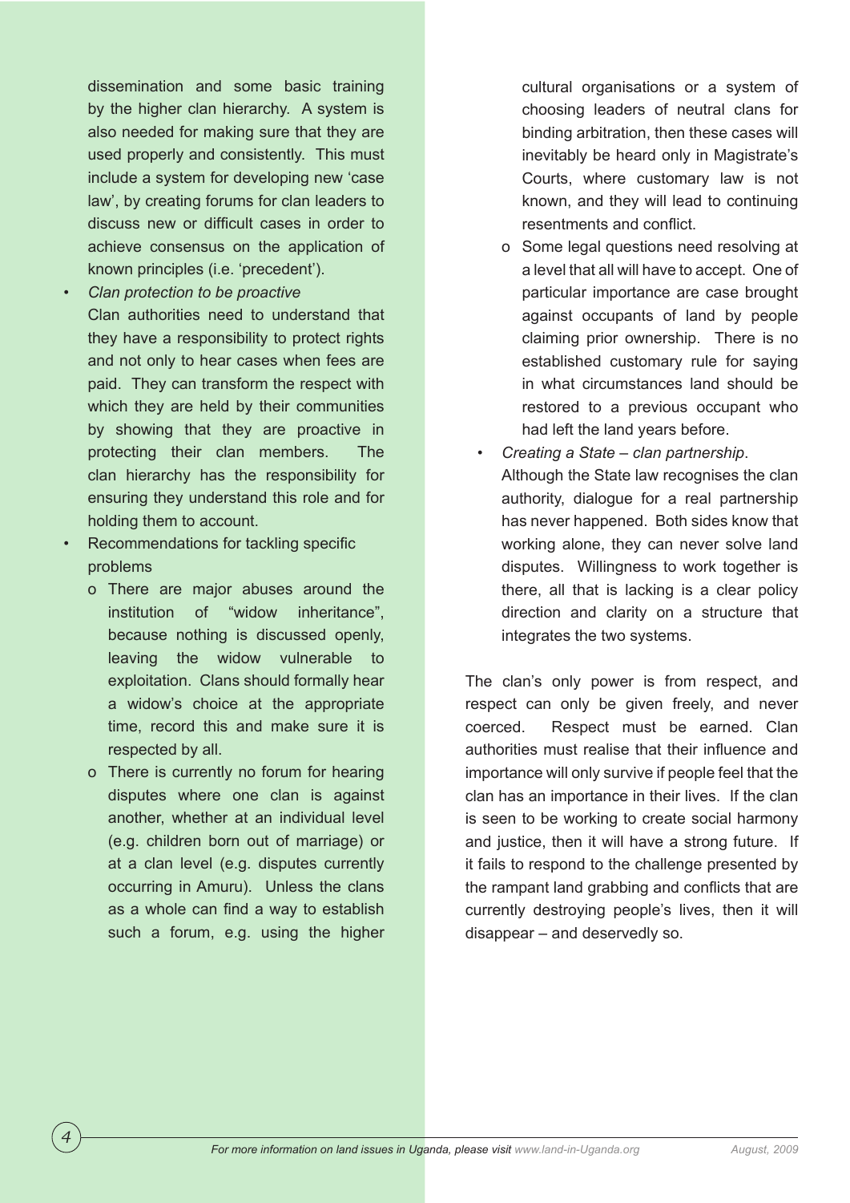dissemination and some basic training by the higher clan hierarchy. A system is also needed for making sure that they are used properly and consistently. This must include a system for developing new 'case law', by creating forums for clan leaders to discuss new or difficult cases in order to achieve consensus on the application of known principles (i.e. 'precedent').

- *Clan protection to be proactive*
  Clan authorities need to understand that they have a responsibility to protect rights and not only to hear cases when fees are paid. They can transform the respect with which they are held by their communities by showing that they are proactive in protecting their clan members. The clan hierarchy has the responsibility for ensuring they understand this role and for holding them to account.
- Recommendations for tackling specific problems
  - There are major abuses around the institution of "widow inheritance", because nothing is discussed openly, leaving the widow vulnerable to exploitation. Clans should formally hear a widow's choice at the appropriate time, record this and make sure it is respected by all.
  - There is currently no forum for hearing disputes where one clan is against another, whether at an individual level (e.g. children born out of marriage) or at a clan level (e.g. disputes currently occurring in Amuru). Unless the clans as a whole can find a way to establish such a forum, e.g. using the higher cultural organisations or a system of choosing leaders of neutral clans for binding arbitration, then these cases will inevitably be heard only in Magistrate's Courts, where customary law is not known, and they will lead to continuing resentments and conflict.
  - Some legal questions need resolving at a level that all will have to accept. One of particular importance are case brought against occupants of land by people claiming prior ownership. There is no established customary rule for saying in what circumstances land should be restored to a previous occupant who had left the land years before.
- *Creating a State – clan partnership*.
  Although the State law recognises the clan authority, dialogue for a real partnership has never happened. Both sides know that working alone, they can never solve land disputes. Willingness to work together is there, all that is lacking is a clear policy direction and clarity on a structure that integrates the two systems.

The clan's only power is from respect, and respect can only be given freely, and never coerced. Respect must be earned. Clan authorities must realise that their influence and importance will only survive if people feel that the clan has an importance in their lives. If the clan is seen to be working to create social harmony and justice, then it will have a strong future. If it fails to respond to the challenge presented by the rampant land grabbing and conflicts that are currently destroying people's lives, then it will disappear – and deservedly so.